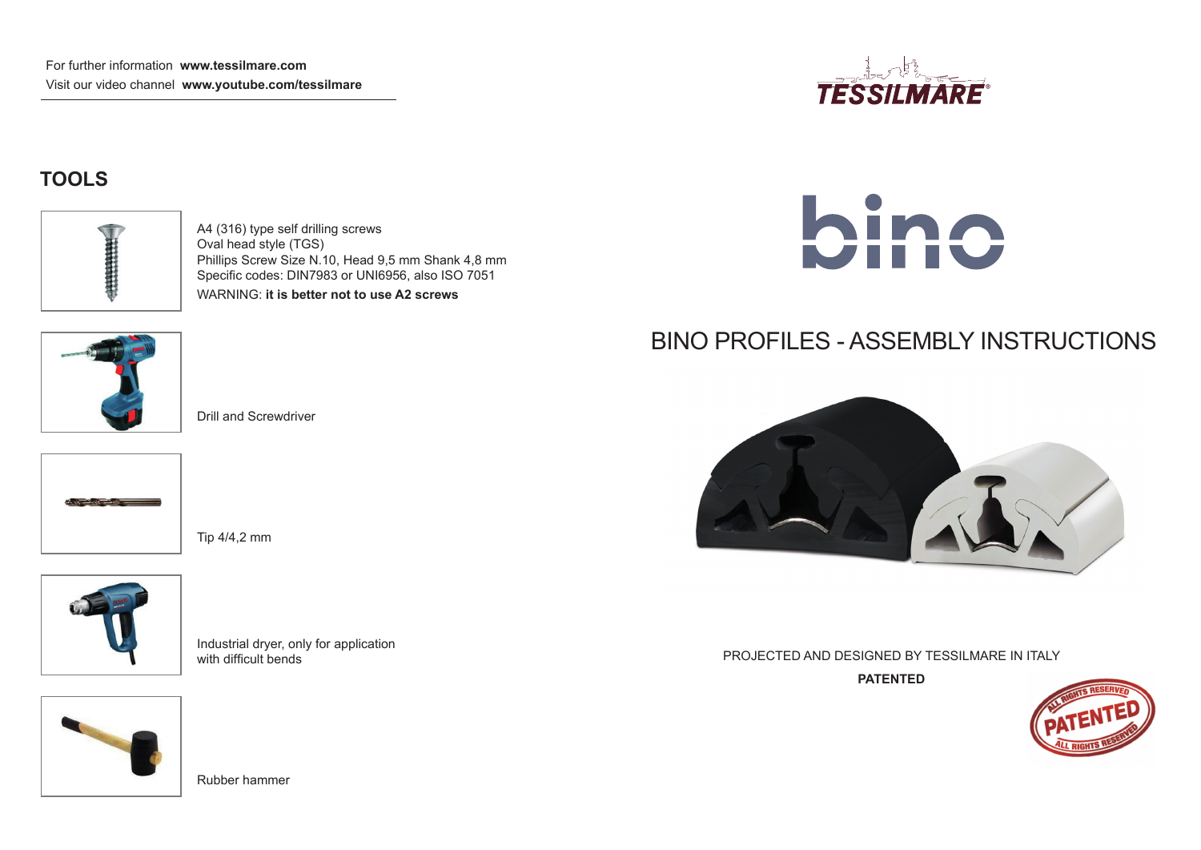For further information **www.tessilmare.com**
Visit our video channel **www.youtube.com/tessilmare**

## TOOLS

A4 (316) type self drilling screws
Oval head style (TGS)
Phillips Screw Size N.10, Head 9,5 mm Shank 4,8 mm
Specific codes: DIN7983 or UNI6956, also ISO 7051
WARNING: **it is better not to use A2 screws**

Drill and Screwdriver

Tip 4/4,2 mm

Industrial dryer, only for application with difficult bends

Rubber hammer

TESSILMARE

bino

# BINO PROFILES - ASSEMBLY INSTRUCTIONS

PROJECTED AND DESIGNED BY TESSILMARE IN ITALY

**PATENTED**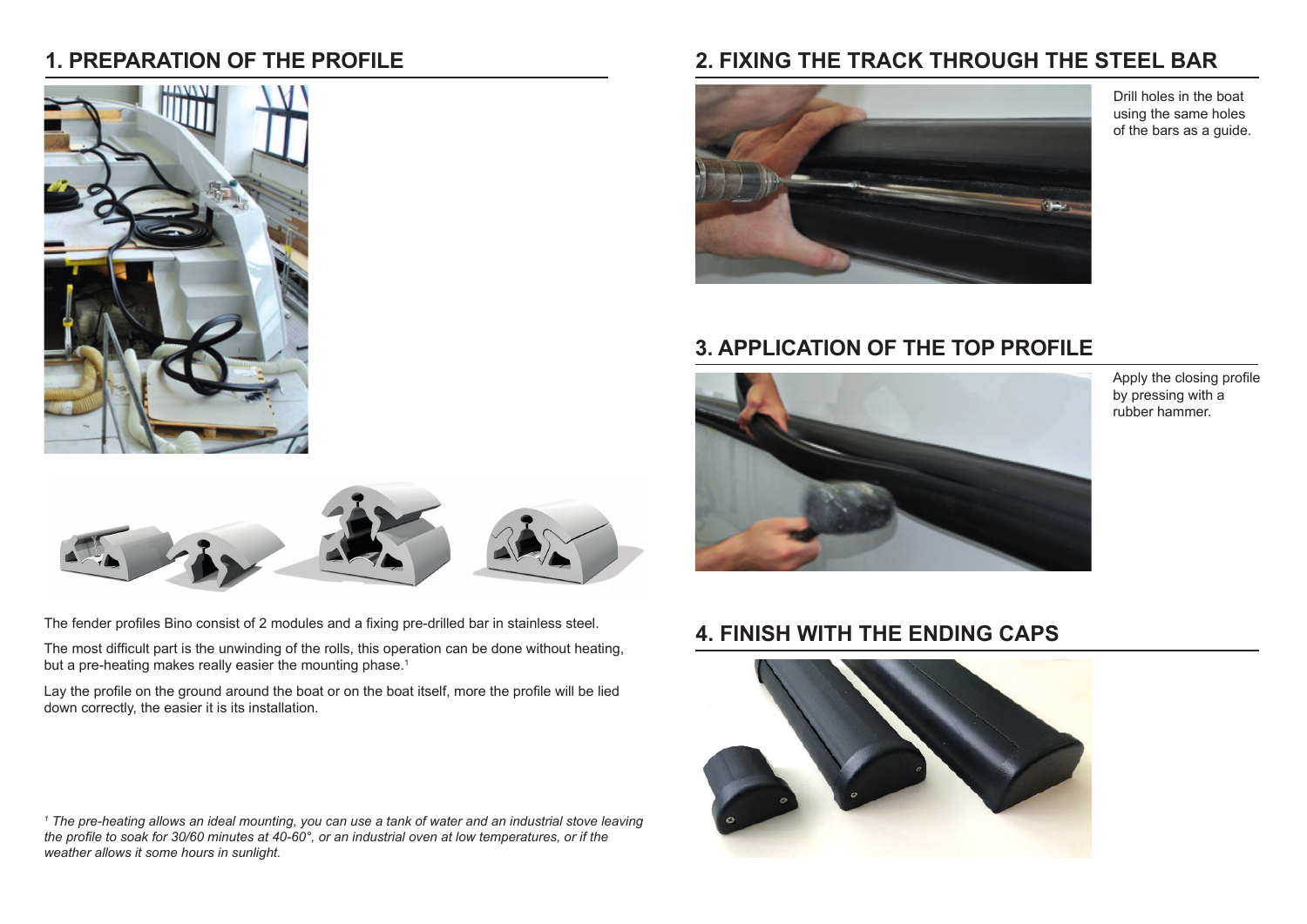## 1. PREPARATION OF THE PROFILE

The fender profiles Bino consist of 2 modules and a fixing pre-drilled bar in stainless steel.

The most difficult part is the unwinding of the rolls, this operation can be done without heating, but a pre-heating makes really easier the mounting phase.[1]

Lay the profile on the ground around the boat or on the boat itself, more the profile will be lied down correctly, the easier it is its installation.

*[1] The pre-heating allows an ideal mounting, you can use a tank of water and an industrial stove leaving the profile to soak for 30/60 minutes at 40-60°, or an industrial oven at low temperatures, or if the weather allows it some hours in sunlight.*

## 2. FIXING THE TRACK THROUGH THE STEEL BAR

Drill holes in the boat using the same holes of the bars as a guide.

## 3. APPLICATION OF THE TOP PROFILE

Apply the closing profile by pressing with a rubber hammer.

## 4. FINISH WITH THE ENDING CAPS